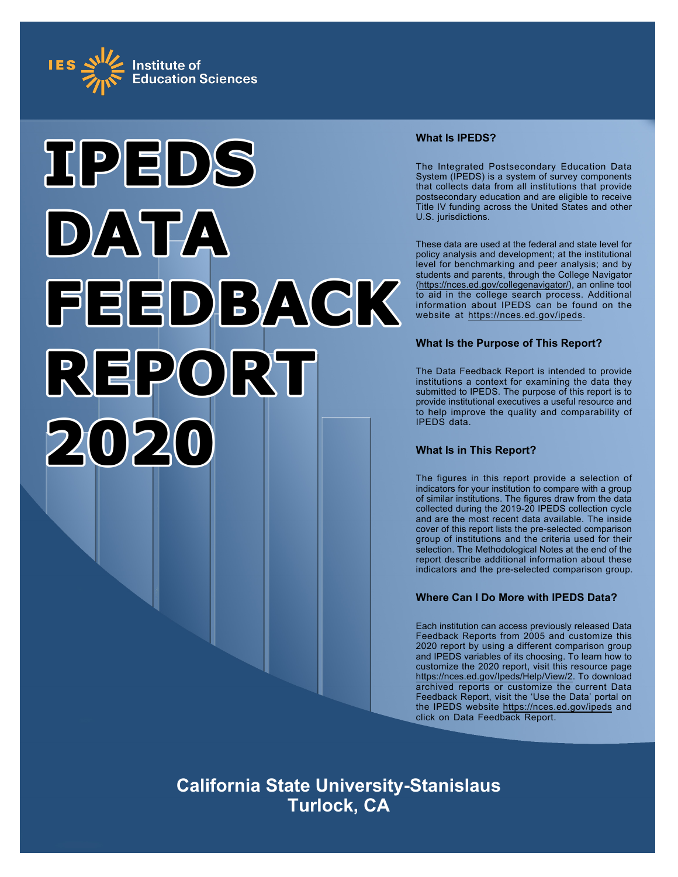IES Institute of Education Sciences

# IPEDS DATA FEEDBACK REPORT 2020

### What Is IPEDS?

The Integrated Postsecondary Education Data System (IPEDS) is a system of survey components that collects data from all institutions that provide postsecondary education and are eligible to receive Title IV funding across the United States and other U.S. jurisdictions.

These data are used at the federal and state level for policy analysis and development; at the institutional level for benchmarking and peer analysis; and by students and parents, through the College Navigator (https://nces.ed.gov/collegenavigator/), an online tool to aid in the college search process. Additional information about IPEDS can be found on the website at https://nces.ed.gov/ipeds.

### What Is the Purpose of This Report?

The Data Feedback Report is intended to provide institutions a context for examining the data they submitted to IPEDS. The purpose of this report is to provide institutional executives a useful resource and to help improve the quality and comparability of IPEDS data.

### What Is in This Report?

The figures in this report provide a selection of indicators for your institution to compare with a group of similar institutions. The figures draw from the data collected during the 2019-20 IPEDS collection cycle and are the most recent data available. The inside cover of this report lists the pre-selected comparison group of institutions and the criteria used for their selection. The Methodological Notes at the end of the report describe additional information about these indicators and the pre-selected comparison group.

### Where Can I Do More with IPEDS Data?

Each institution can access previously released Data Feedback Reports from 2005 and customize this 2020 report by using a different comparison group and IPEDS variables of its choosing. To learn how to customize the 2020 report, visit this resource page https://nces.ed.gov/Ipeds/Help/View/2. To download archived reports or customize the current Data Feedback Report, visit the 'Use the Data' portal on the IPEDS website https://nces.ed.gov/ipeds and click on Data Feedback Report.

## California State University-Stanislaus
## Turlock, CA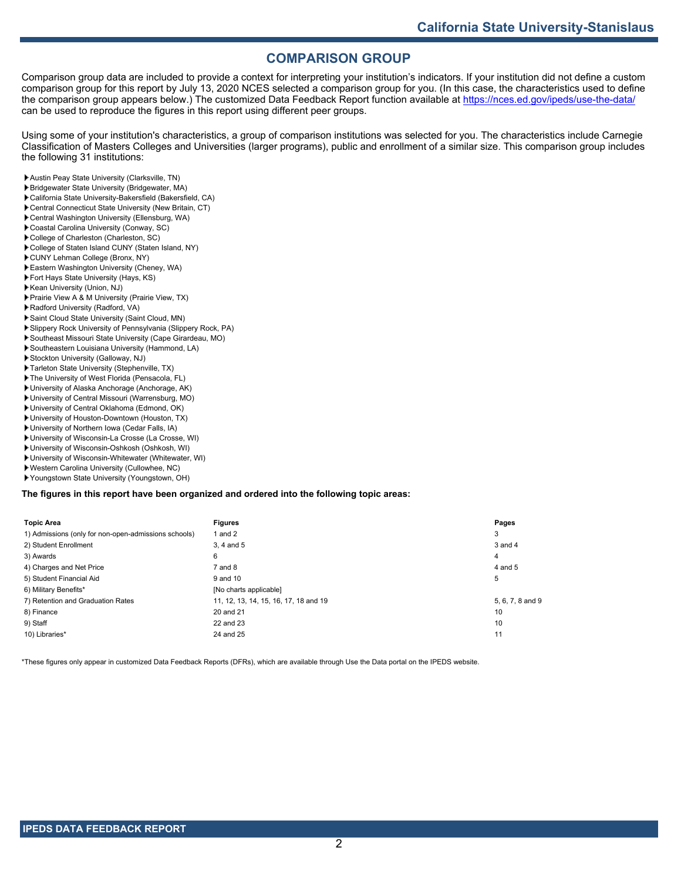# COMPARISON GROUP

Comparison group data are included to provide a context for interpreting your institution's indicators. If your institution did not define a custom comparison group for this report by July 13, 2020 NCES selected a comparison group for you. (In this case, the characteristics used to define the comparison group appears below.) The customized Data Feedback Report function available at https://nces.ed.gov/ipeds/use-the-data/ can be used to reproduce the figures in this report using different peer groups.

Using some of your institution's characteristics, a group of comparison institutions was selected for you. The characteristics include Carnegie Classification of Masters Colleges and Universities (larger programs), public and enrollment of a similar size. This comparison group includes the following 31 institutions:

- Austin Peay State University (Clarksville, TN)
- Bridgewater State University (Bridgewater, MA)
- California State University-Bakersfield (Bakersfield, CA)
- Central Connecticut State University (New Britain, CT)
- Central Washington University (Ellensburg, WA)
- Coastal Carolina University (Conway, SC)
- College of Charleston (Charleston, SC)
- College of Staten Island CUNY (Staten Island, NY)
- CUNY Lehman College (Bronx, NY)
- Eastern Washington University (Cheney, WA)
- Fort Hays State University (Hays, KS)
- Kean University (Union, NJ)
- Prairie View A & M University (Prairie View, TX)
- Radford University (Radford, VA)
- Saint Cloud State University (Saint Cloud, MN)
- Slippery Rock University of Pennsylvania (Slippery Rock, PA)
- Southeast Missouri State University (Cape Girardeau, MO)
- Southeastern Louisiana University (Hammond, LA)
- Stockton University (Galloway, NJ)
- Tarleton State University (Stephenville, TX)
- The University of West Florida (Pensacola, FL)
- University of Alaska Anchorage (Anchorage, AK)
- University of Central Missouri (Warrensburg, MO)
- University of Central Oklahoma (Edmond, OK)
- University of Houston-Downtown (Houston, TX)
- University of Northern Iowa (Cedar Falls, IA)
- University of Wisconsin-La Crosse (La Crosse, WI)
- University of Wisconsin-Oshkosh (Oshkosh, WI)
- University of Wisconsin-Whitewater (Whitewater, WI)
- Western Carolina University (Cullowhee, NC)
- Youngstown State University (Youngstown, OH)

**The figures in this report have been organized and ordered into the following topic areas:**

| Topic Area | Figures | Pages |
|---|---|---|
| 1) Admissions (only for non-open-admissions schools) | 1 and 2 | 3 |
| 2) Student Enrollment | 3, 4 and 5 | 3 and 4 |
| 3) Awards | 6 | 4 |
| 4) Charges and Net Price | 7 and 8 | 4 and 5 |
| 5) Student Financial Aid | 9 and 10 | 5 |
| 6) Military Benefits* | [No charts applicable] | |
| 7) Retention and Graduation Rates | 11, 12, 13, 14, 15, 16, 17, 18 and 19 | 5, 6, 7, 8 and 9 |
| 8) Finance | 20 and 21 | 10 |
| 9) Staff | 22 and 23 | 10 |
| 10) Libraries* | 24 and 25 | 11 |

*These figures only appear in customized Data Feedback Reports (DFRs), which are available through Use the Data portal on the IPEDS website.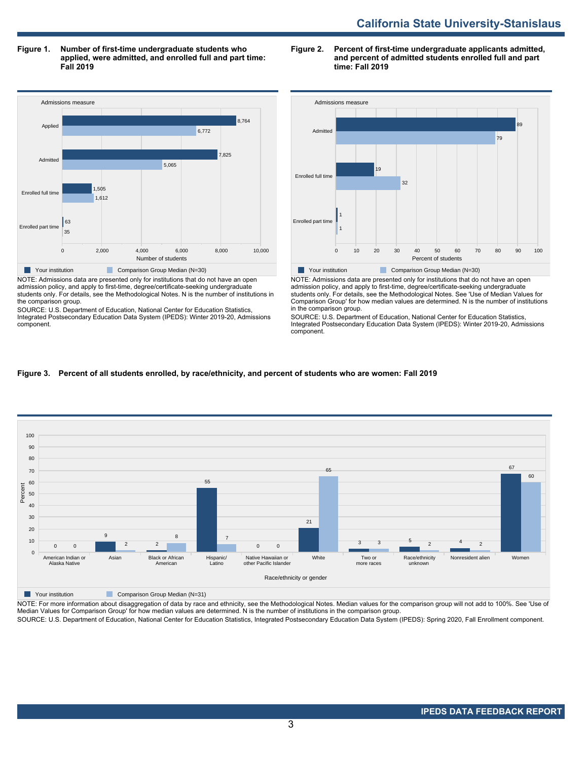**Figure 1. Number of first-time undergraduate students who applied, were admitted, and enrolled full and part time: Fall 2019**

| Admissions measure | Your institution | Comparison Group Median (N=30) |
|---|---|---|
| Applied | 8,764 | 6,772 |
| Admitted | 7,825 | 5,065 |
| Enrolled full time | 1,505 | 1,612 |
| Enrolled part time | 63 | 35 |

NOTE: Admissions data are presented only for institutions that do not have an open admission policy, and apply to first-time, degree/certificate-seeking undergraduate students only. For details, see the Methodological Notes. N is the number of institutions in the comparison group.

SOURCE: U.S. Department of Education, National Center for Education Statistics, Integrated Postsecondary Education Data System (IPEDS): Winter 2019-20, Admissions component.

**Figure 2. Percent of first-time undergraduate applicants admitted, and percent of admitted students enrolled full and part time: Fall 2019**

| Admissions measure | Your institution | Comparison Group Median (N=30) |
|---|---|---|
| Admitted | 89 | 79 |
| Enrolled full time | 19 | 32 |
| Enrolled part time | 1 | 1 |

NOTE: Admissions data are presented only for institutions that do not have an open admission policy, and apply to first-time, degree/certificate-seeking undergraduate students only. For details, see the Methodological Notes. See 'Use of Median Values for Comparison Group' for how median values are determined. N is the number of institutions in the comparison group.

SOURCE: U.S. Department of Education, National Center for Education Statistics, Integrated Postsecondary Education Data System (IPEDS): Winter 2019-20, Admissions component.

**Figure 3. Percent of all students enrolled, by race/ethnicity, and percent of students who are women: Fall 2019**

| Race/ethnicity or gender | Your institution | Comparison Group Median (N=31) |
|---|---|---|
| American Indian or Alaska Native | 0 | 0 |
| Asian | 9 | 2 |
| Black or African American | 2 | 8 |
| Hispanic/Latino | 55 | 7 |
| Native Hawaiian or other Pacific Islander | 0 | 0 |
| White | 21 | 65 |
| Two or more races | 3 | 3 |
| Race/ethnicity unknown | 5 | 2 |
| Nonresident alien | 4 | 2 |
| Women | 67 | 60 |

NOTE: For more information about disaggregation of data by race and ethnicity, see the Methodological Notes. Median values for the comparison group will not add to 100%. See 'Use of Median Values for Comparison Group' for how median values are determined. N is the number of institutions in the comparison group.

SOURCE: U.S. Department of Education, National Center for Education Statistics, Integrated Postsecondary Education Data System (IPEDS): Spring 2020, Fall Enrollment component.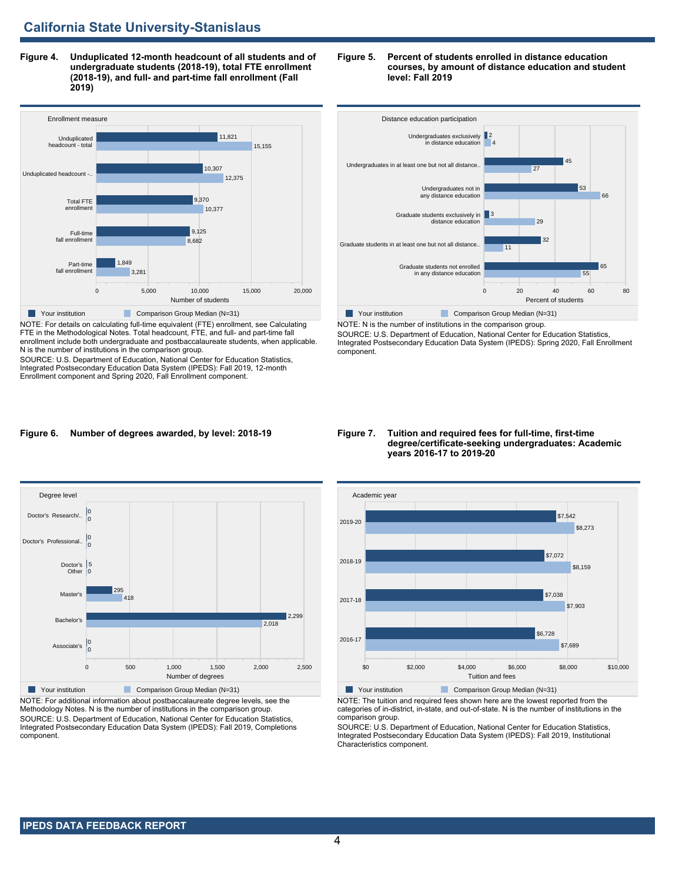## California State University-Stanislaus

**Figure 4. Unduplicated 12-month headcount of all students and of undergraduate students (2018-19), total FTE enrollment (2018-19), and full- and part-time fall enrollment (Fall 2019)**

| Enrollment measure | Your institution | Comparison Group Median (N=31) |
|---|---|---|
| Unduplicated headcount - total | 11,821 | 15,155 |
| Unduplicated headcount -.. | 10,307 | 12,375 |
| Total FTE enrollment | 9,370 | 10,377 |
| Full-time fall enrollment | 9,125 | 8,682 |
| Part-time fall enrollment | 1,849 | 3,281 |

Number of students

NOTE: For details on calculating full-time equivalent (FTE) enrollment, see Calculating FTE in the Methodological Notes. Total headcount, FTE, and full- and part-time fall enrollment include both undergraduate and postbaccalaureate students, when applicable. N is the number of institutions in the comparison group.
SOURCE: U.S. Department of Education, National Center for Education Statistics, Integrated Postsecondary Education Data System (IPEDS): Fall 2019, 12-month Enrollment component and Spring 2020, Fall Enrollment component.

**Figure 5. Percent of students enrolled in distance education courses, by amount of distance education and student level: Fall 2019**

| Distance education participation | Your institution | Comparison Group Median (N=31) |
|---|---|---|
| Undergraduates exclusively in distance education | 2 | 4 |
| Undergraduates in at least one but not all distance.. | 45 | 27 |
| Undergraduates not in any distance education | 53 | 66 |
| Graduate students exclusively in distance education | 3 | 29 |
| Graduate students in at least one but not all distance.. | 32 | 11 |
| Graduate students not enrolled in any distance education | 65 | 55 |

Percent of students

NOTE: N is the number of institutions in the comparison group.
SOURCE: U.S. Department of Education, National Center for Education Statistics, Integrated Postsecondary Education Data System (IPEDS): Spring 2020, Fall Enrollment component.

**Figure 6. Number of degrees awarded, by level: 2018-19**

| Degree level | Your institution | Comparison Group Median (N=31) |
|---|---|---|
| Doctor's Research/.. | 0 | 0 |
| Doctor's Professional.. | 0 | 0 |
| Doctor's Other | 5 | 0 |
| Master's | 295 | 418 |
| Bachelor's | 2,299 | 2,018 |
| Associate's | 0 | 0 |

Number of degrees

NOTE: For additional information about postbaccalaureate degree levels, see the Methodology Notes. N is the number of institutions in the comparison group.
SOURCE: U.S. Department of Education, National Center for Education Statistics, Integrated Postsecondary Education Data System (IPEDS): Fall 2019, Completions component.

**Figure 7. Tuition and required fees for full-time, first-time degree/certificate-seeking undergraduates: Academic years 2016-17 to 2019-20**

| Academic year | Your institution | Comparison Group Median (N=31) |
|---|---|---|
| 2019-20 | $7,542 | $8,273 |
| 2018-19 | $7,072 | $8,159 |
| 2017-18 | $7,038 | $7,903 |
| 2016-17 | $6,728 | $7,689 |

Tuition and fees

NOTE: The tuition and required fees shown here are the lowest reported from the categories of in-district, in-state, and out-of-state. N is the number of institutions in the comparison group.
SOURCE: U.S. Department of Education, National Center for Education Statistics, Integrated Postsecondary Education Data System (IPEDS): Fall 2019, Institutional Characteristics component.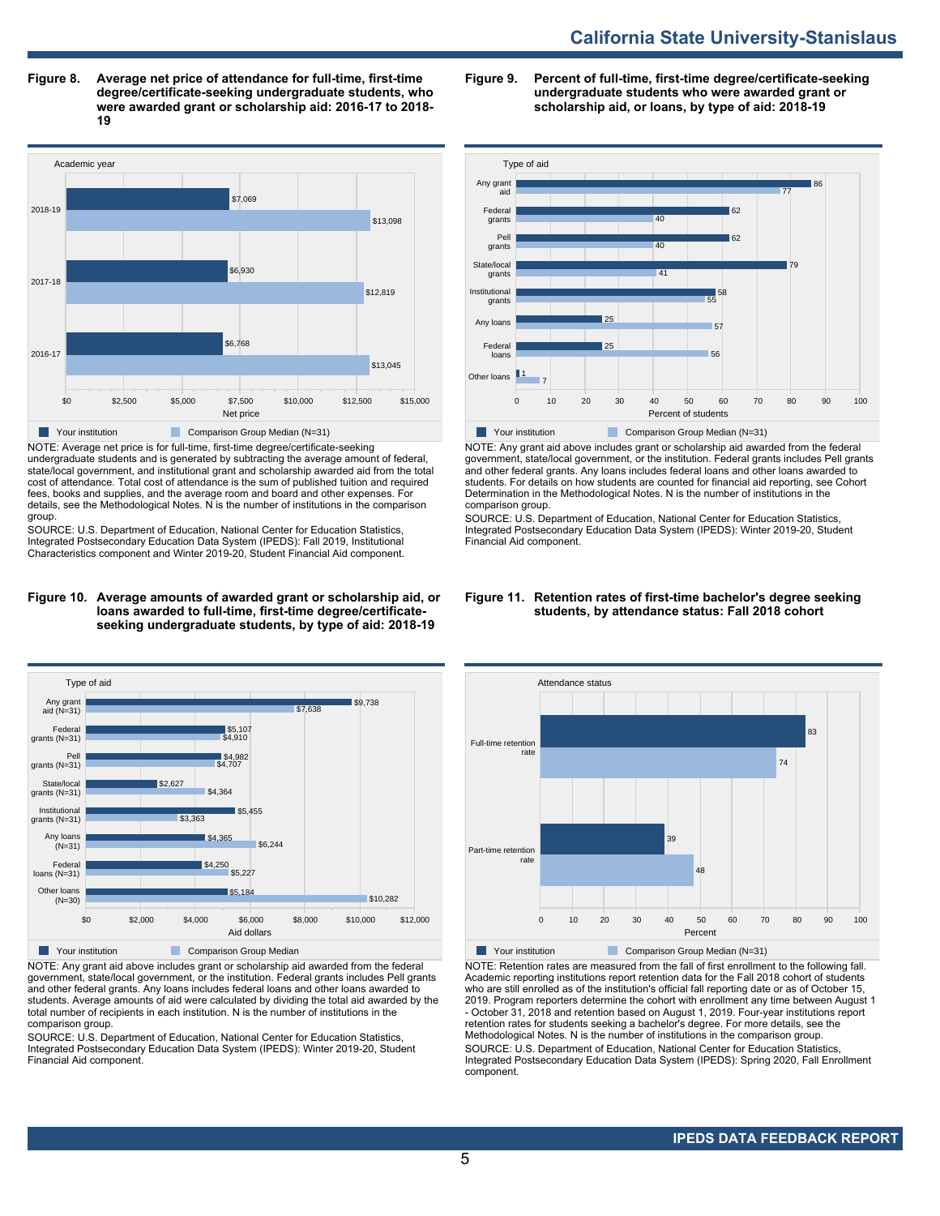## Figure 8. Average net price of attendance for full-time, first-time degree/certificate-seeking undergraduate students, who were awarded grant or scholarship aid: 2016-17 to 2018-19

| Academic year | Your institution | Comparison Group Median (N=31) |
|---|---|---|
| 2018-19 | $7,069 | $13,098 |
| 2017-18 | $6,930 | $12,819 |
| 2016-17 | $6,768 | $13,045 |

NOTE: Average net price is for full-time, first-time degree/certificate-seeking undergraduate students and is generated by subtracting the average amount of federal, state/local government, and institutional grant and scholarship awarded aid from the total cost of attendance. Total cost of attendance is the sum of published tuition and required fees, books and supplies, and the average room and board and other expenses. For details, see the Methodological Notes. N is the number of institutions in the comparison group.

SOURCE: U.S. Department of Education, National Center for Education Statistics, Integrated Postsecondary Education Data System (IPEDS): Fall 2019, Institutional Characteristics component and Winter 2019-20, Student Financial Aid component.

## Figure 9. Percent of full-time, first-time degree/certificate-seeking undergraduate students who were awarded grant or scholarship aid, or loans, by type of aid: 2018-19

| Type of aid | Your institution | Comparison Group Median (N=31) |
|---|---|---|
| Any grant aid | 86 | 77 |
| Federal grants | 62 | 40 |
| Pell grants | 62 | 40 |
| State/local grants | 79 | 41 |
| Institutional grants | 58 | 55 |
| Any loans | 25 | 57 |
| Federal loans | 25 | 56 |
| Other loans | 1 | 7 |

NOTE: Any grant aid above includes grant or scholarship aid awarded from the federal government, state/local government, or the institution. Federal grants includes Pell grants and other federal grants. Any loans includes federal loans and other loans awarded to students. For details on how students are counted for financial aid reporting, see Cohort Determination in the Methodological Notes. N is the number of institutions in the comparison group.

SOURCE: U.S. Department of Education, National Center for Education Statistics, Integrated Postsecondary Education Data System (IPEDS): Winter 2019-20, Student Financial Aid component.

## Figure 10. Average amounts of awarded grant or scholarship aid, or loans awarded to full-time, first-time degree/certificate-seeking undergraduate students, by type of aid: 2018-19

| Type of aid | Your institution | Comparison Group Median |
|---|---|---|
| Any grant aid (N=31) | $9,738 | $7,638 |
| Federal grants (N=31) | $5,107 | $4,910 |
| Pell grants (N=31) | $4,982 | $4,707 |
| State/local grants (N=31) | $2,627 | $4,364 |
| Institutional grants (N=31) | $5,455 | $3,363 |
| Any loans (N=31) | $4,365 | $6,244 |
| Federal loans (N=31) | $4,250 | $5,227 |
| Other loans (N=30) | $5,184 | $10,282 |

NOTE: Any grant aid above includes grant or scholarship aid awarded from the federal government, state/local government, or the institution. Federal grants includes Pell grants and other federal grants. Any loans includes federal loans and other loans awarded to students. Average amounts of aid were calculated by dividing the total aid awarded by the total number of recipients in each institution. N is the number of institutions in the comparison group.

SOURCE: U.S. Department of Education, National Center for Education Statistics, Integrated Postsecondary Education Data System (IPEDS): Winter 2019-20, Student Financial Aid component.

## Figure 11. Retention rates of first-time bachelor's degree seeking students, by attendance status: Fall 2018 cohort

| Attendance status | Your institution | Comparison Group Median (N=31) |
|---|---|---|
| Full-time retention rate | 83 | 74 |
| Part-time retention rate | 39 | 48 |

NOTE: Retention rates are measured from the fall of first enrollment to the following fall. Academic reporting institutions report retention data for the Fall 2018 cohort of students who are still enrolled as of the institution's official fall reporting date or as of October 15, 2019. Program reporters determine the cohort with enrollment any time between August 1 - October 31, 2018 and retention based on August 1, 2019. Four-year institutions report retention rates for students seeking a bachelor's degree. For more details, see the Methodological Notes. N is the number of institutions in the comparison group.

SOURCE: U.S. Department of Education, National Center for Education Statistics, Integrated Postsecondary Education Data System (IPEDS): Spring 2020, Fall Enrollment component.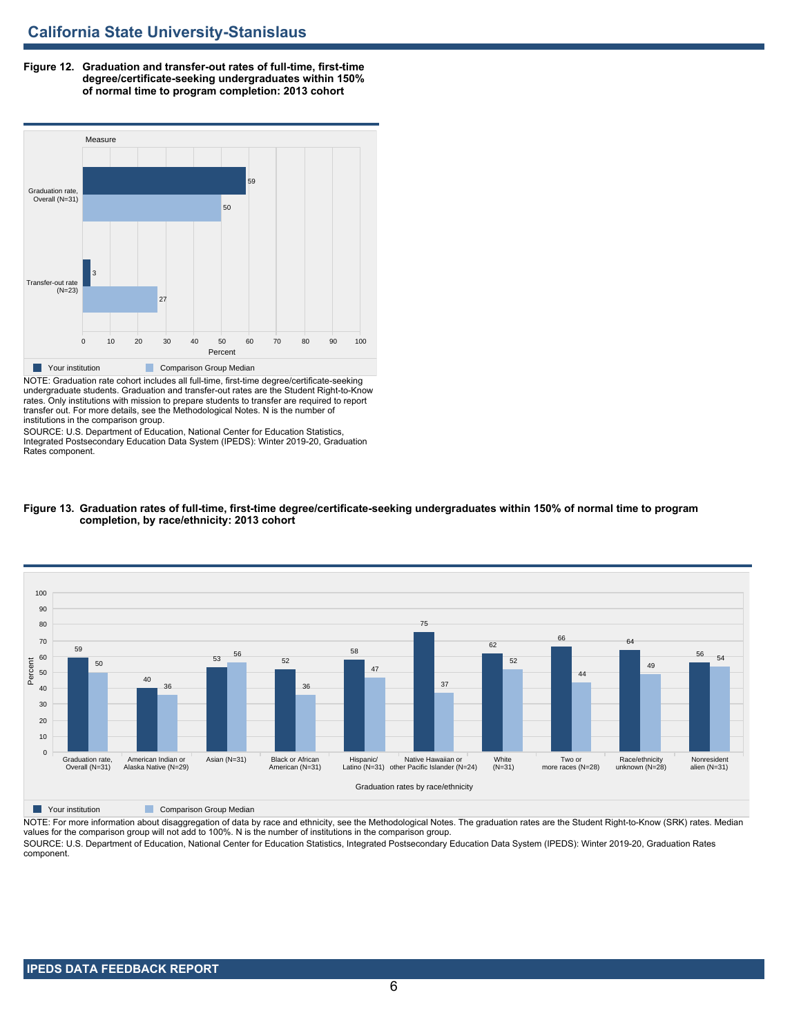## California State University-Stanislaus

**Figure 12. Graduation and transfer-out rates of full-time, first-time degree/certificate-seeking undergraduates within 150% of normal time to program completion: 2013 cohort**

| Measure | Your institution | Comparison Group Median |
|---|---|---|
| Graduation rate, Overall (N=31) | 59 | 50 |
| Transfer-out rate (N=23) | 3 | 27 |

NOTE: Graduation rate cohort includes all full-time, first-time degree/certificate-seeking undergraduate students. Graduation and transfer-out rates are the Student Right-to-Know rates. Only institutions with mission to prepare students to transfer are required to report transfer out. For more details, see the Methodological Notes. N is the number of institutions in the comparison group.

SOURCE: U.S. Department of Education, National Center for Education Statistics, Integrated Postsecondary Education Data System (IPEDS): Winter 2019-20, Graduation Rates component.

**Figure 13. Graduation rates of full-time, first-time degree/certificate-seeking undergraduates within 150% of normal time to program completion, by race/ethnicity: 2013 cohort**

| Graduation rates by race/ethnicity | Your institution | Comparison Group Median |
|---|---|---|
| Graduation rate, Overall (N=31) | 59 | 50 |
| American Indian or Alaska Native (N=29) | 40 | 36 |
| Asian (N=31) | 53 | 56 |
| Black or African American (N=31) | 52 | 36 |
| Hispanic/ Latino (N=31) | 58 | 47 |
| Native Hawaiian or other Pacific Islander (N=24) | 75 | 37 |
| White (N=31) | 62 | 52 |
| Two or more races (N=28) | 66 | 44 |
| Race/ethnicity unknown (N=28) | 64 | 49 |
| Nonresident alien (N=31) | 56 | 54 |

NOTE: For more information about disaggregation of data by race and ethnicity, see the Methodological Notes. The graduation rates are the Student Right-to-Know (SRK) rates. Median values for the comparison group will not add to 100%. N is the number of institutions in the comparison group.

SOURCE: U.S. Department of Education, National Center for Education Statistics, Integrated Postsecondary Education Data System (IPEDS): Winter 2019-20, Graduation Rates component.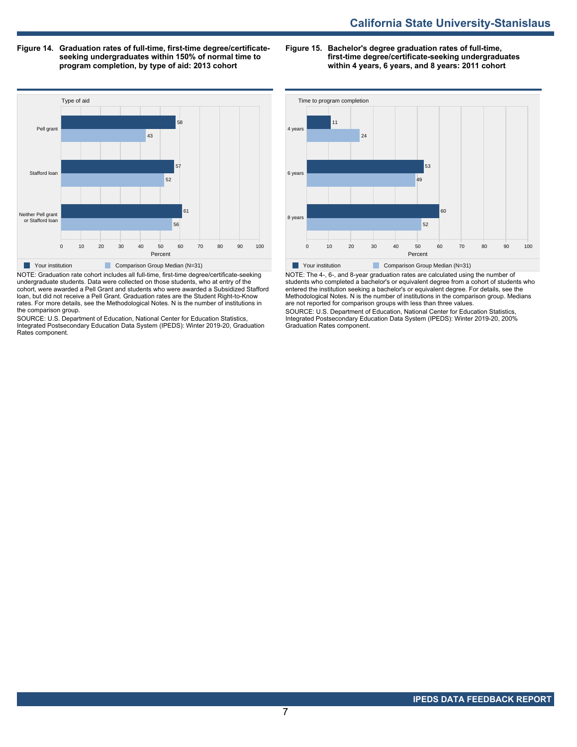**Figure 14. Graduation rates of full-time, first-time degree/certificate-seeking undergraduates within 150% of normal time to program completion, by type of aid: 2013 cohort**

| Type of aid | Your institution | Comparison Group Median (N=31) |
|---|---|---|
| Pell grant | 58 | 43 |
| Stafford loan | 57 | 52 |
| Neither Pell grant or Stafford loan | 61 | 56 |

NOTE: Graduation rate cohort includes all full-time, first-time degree/certificate-seeking undergraduate students. Data were collected on those students, who at entry of the cohort, were awarded a Pell Grant and students who were awarded a Subsidized Stafford loan, but did not receive a Pell Grant. Graduation rates are the Student Right-to-Know rates. For more details, see the Methodological Notes. N is the number of institutions in the comparison group.

SOURCE: U.S. Department of Education, National Center for Education Statistics, Integrated Postsecondary Education Data System (IPEDS): Winter 2019-20, Graduation Rates component.

**Figure 15. Bachelor's degree graduation rates of full-time, first-time degree/certificate-seeking undergraduates within 4 years, 6 years, and 8 years: 2011 cohort**

| Time to program completion | Your institution | Comparison Group Median (N=31) |
|---|---|---|
| 4 years | 11 | 24 |
| 6 years | 53 | 49 |
| 8 years | 60 | 52 |

NOTE: The 4-, 6-, and 8-year graduation rates are calculated using the number of students who completed a bachelor's or equivalent degree from a cohort of students who entered the institution seeking a bachelor's or equivalent degree. For details, see the Methodological Notes. N is the number of institutions in the comparison group. Medians are not reported for comparison groups with less than three values.

SOURCE: U.S. Department of Education, National Center for Education Statistics, Integrated Postsecondary Education Data System (IPEDS): Winter 2019-20, 200% Graduation Rates component.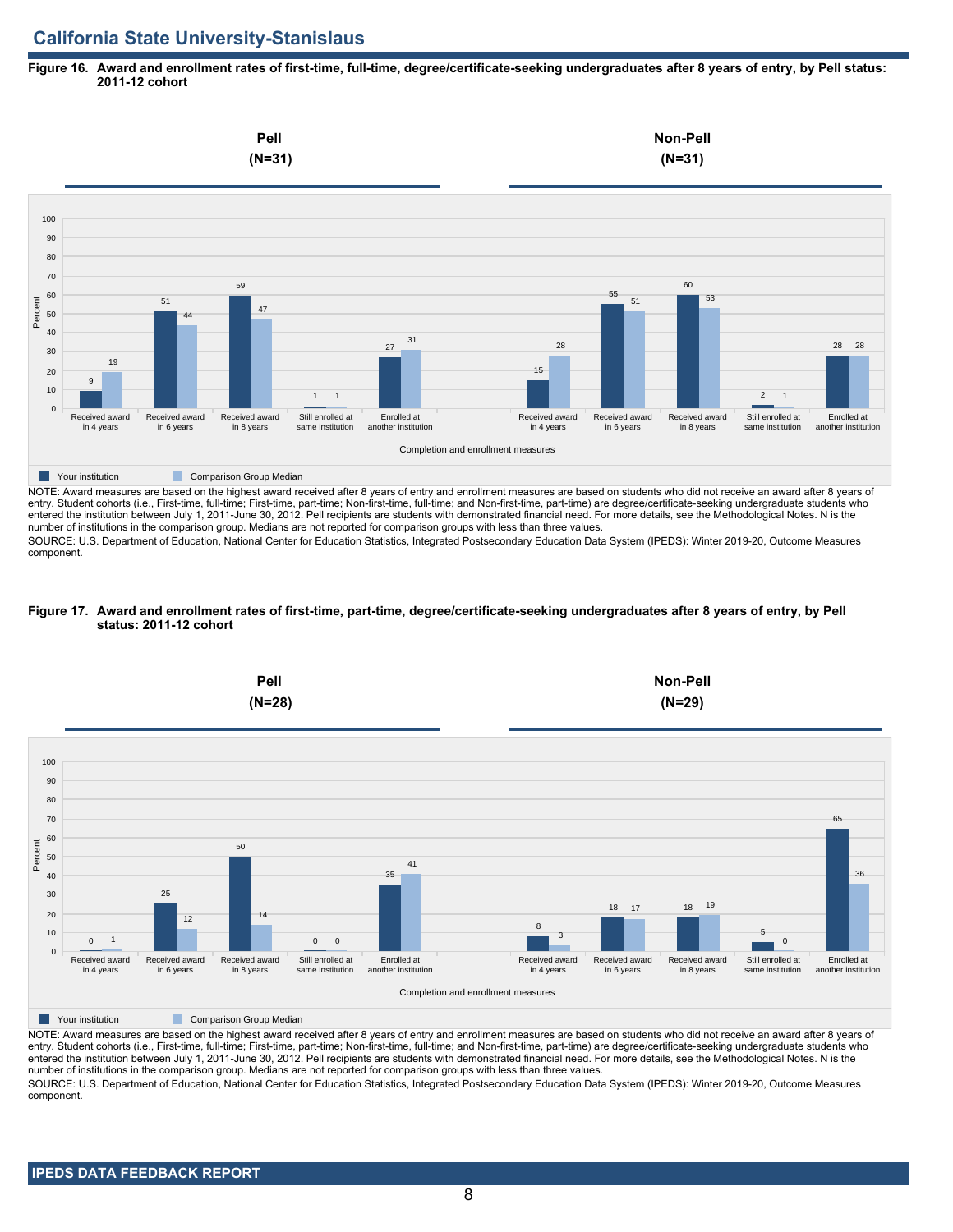## California State University-Stanislaus

**Figure 16. Award and enrollment rates of first-time, full-time, degree/certificate-seeking undergraduates after 8 years of entry, by Pell status: 2011-12 cohort**

| Completion and enrollment measures | Pell (N=31) Your institution | Pell (N=31) Comparison Group Median | Non-Pell (N=31) Your institution | Non-Pell (N=31) Comparison Group Median |
|---|---|---|---|---|
| Received award in 4 years | 9 | 19 | 15 | 28 |
| Received award in 6 years | 51 | 44 | 55 | 51 |
| Received award in 8 years | 59 | 47 | 60 | 53 |
| Still enrolled at same institution | 1 | 1 | 2 | 1 |
| Enrolled at another institution | 27 | 31 | 28 | 28 |

NOTE: Award measures are based on the highest award received after 8 years of entry and enrollment measures are based on students who did not receive an award after 8 years of entry. Student cohorts (i.e., First-time, full-time; First-time, part-time; Non-first-time, full-time; and Non-first-time, part-time) are degree/certificate-seeking undergraduate students who entered the institution between July 1, 2011-June 30, 2012. Pell recipients are students with demonstrated financial need. For more details, see the Methodological Notes. N is the number of institutions in the comparison group. Medians are not reported for comparison groups with less than three values.

SOURCE: U.S. Department of Education, National Center for Education Statistics, Integrated Postsecondary Education Data System (IPEDS): Winter 2019-20, Outcome Measures component.

**Figure 17. Award and enrollment rates of first-time, part-time, degree/certificate-seeking undergraduates after 8 years of entry, by Pell status: 2011-12 cohort**

| Completion and enrollment measures | Pell (N=28) Your institution | Pell (N=28) Comparison Group Median | Non-Pell (N=29) Your institution | Non-Pell (N=29) Comparison Group Median |
|---|---|---|---|---|
| Received award in 4 years | 0 | 1 | 8 | 3 |
| Received award in 6 years | 25 | 12 | 18 | 17 |
| Received award in 8 years | 50 | 14 | 18 | 19 |
| Still enrolled at same institution | 0 | 0 | 5 | 0 |
| Enrolled at another institution | 35 | 41 | 65 | 36 |

NOTE: Award measures are based on the highest award received after 8 years of entry and enrollment measures are based on students who did not receive an award after 8 years of entry. Student cohorts (i.e., First-time, full-time; First-time, part-time; Non-first-time, full-time; and Non-first-time, part-time) are degree/certificate-seeking undergraduate students who entered the institution between July 1, 2011-June 30, 2012. Pell recipients are students with demonstrated financial need. For more details, see the Methodological Notes. N is the number of institutions in the comparison group. Medians are not reported for comparison groups with less than three values.

SOURCE: U.S. Department of Education, National Center for Education Statistics, Integrated Postsecondary Education Data System (IPEDS): Winter 2019-20, Outcome Measures component.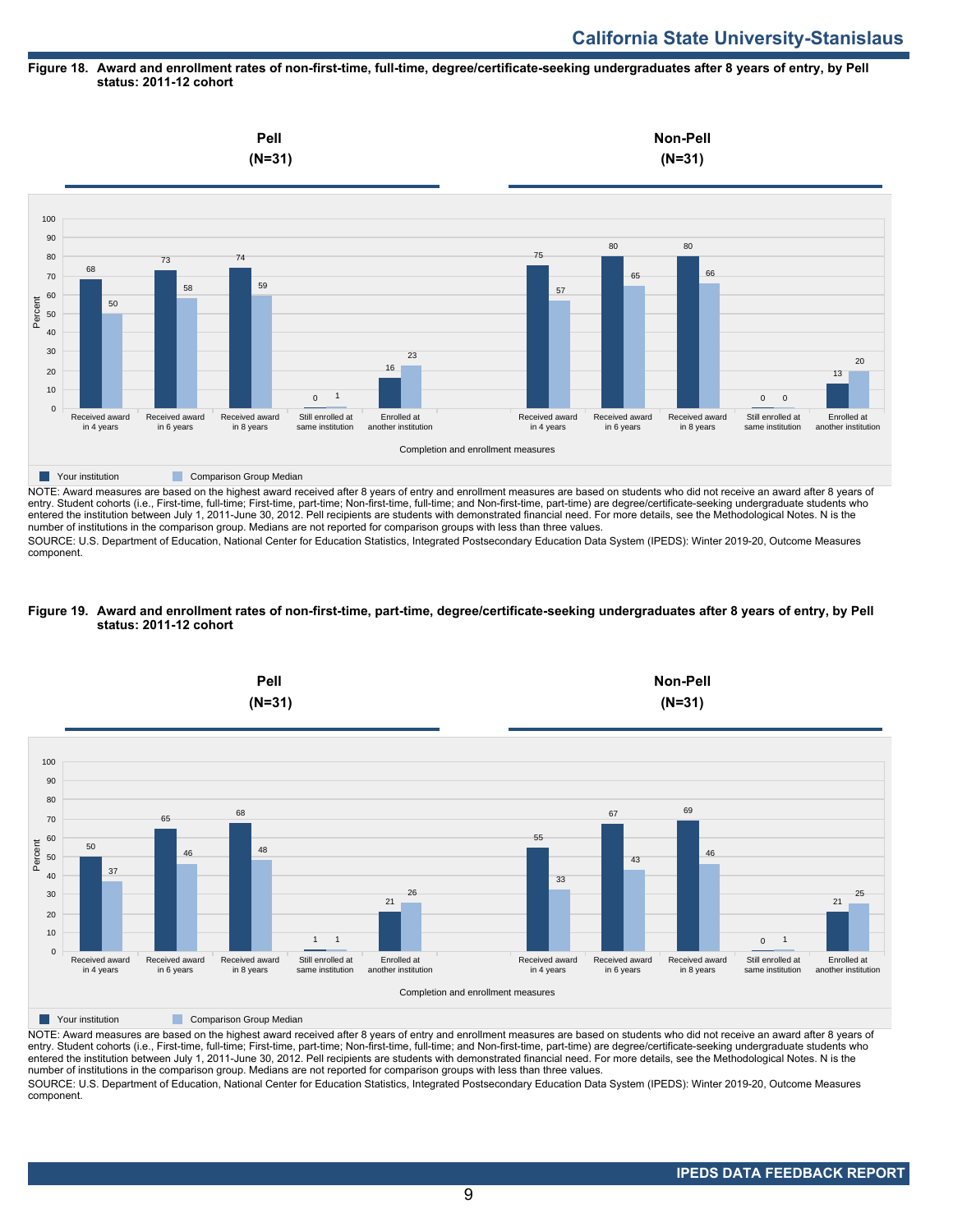## Figure 18. Award and enrollment rates of non-first-time, full-time, degree/certificate-seeking undergraduates after 8 years of entry, by Pell status: 2011-12 cohort

**Pell (N=31)** | **Non-Pell (N=31)**

| Completion and enrollment measures | Pell: Your institution | Pell: Comparison Group Median | Non-Pell: Your institution | Non-Pell: Comparison Group Median |
| --- | --- | --- | --- | --- |
| Received award in 4 years | 68 | 50 | 75 | 57 |
| Received award in 6 years | 73 | 58 | 80 | 65 |
| Received award in 8 years | 74 | 59 | 80 | 66 |
| Still enrolled at same institution | 0 | 1 | 0 | 0 |
| Enrolled at another institution | 16 | 23 | 13 | 20 |

NOTE: Award measures are based on the highest award received after 8 years of entry and enrollment measures are based on students who did not receive an award after 8 years of entry. Student cohorts (i.e., First-time, full-time; First-time, part-time; Non-first-time, full-time; and Non-first-time, part-time) are degree/certificate-seeking undergraduate students who entered the institution between July 1, 2011-June 30, 2012. Pell recipients are students with demonstrated financial need. For more details, see the Methodological Notes. N is the number of institutions in the comparison group. Medians are not reported for comparison groups with less than three values.

SOURCE: U.S. Department of Education, National Center for Education Statistics, Integrated Postsecondary Education Data System (IPEDS): Winter 2019-20, Outcome Measures component.

## Figure 19. Award and enrollment rates of non-first-time, part-time, degree/certificate-seeking undergraduates after 8 years of entry, by Pell status: 2011-12 cohort

**Pell (N=31)** | **Non-Pell (N=31)**

| Completion and enrollment measures | Pell: Your institution | Pell: Comparison Group Median | Non-Pell: Your institution | Non-Pell: Comparison Group Median |
| --- | --- | --- | --- | --- |
| Received award in 4 years | 50 | 37 | 55 | 33 |
| Received award in 6 years | 65 | 46 | 67 | 43 |
| Received award in 8 years | 68 | 48 | 69 | 46 |
| Still enrolled at same institution | 1 | 1 | 0 | 1 |
| Enrolled at another institution | 21 | 26 | 21 | 25 |

NOTE: Award measures are based on the highest award received after 8 years of entry and enrollment measures are based on students who did not receive an award after 8 years of entry. Student cohorts (i.e., First-time, full-time; First-time, part-time; Non-first-time, full-time; and Non-first-time, part-time) are degree/certificate-seeking undergraduate students who entered the institution between July 1, 2011-June 30, 2012. Pell recipients are students with demonstrated financial need. For more details, see the Methodological Notes. N is the number of institutions in the comparison group. Medians are not reported for comparison groups with less than three values.

SOURCE: U.S. Department of Education, National Center for Education Statistics, Integrated Postsecondary Education Data System (IPEDS): Winter 2019-20, Outcome Measures component.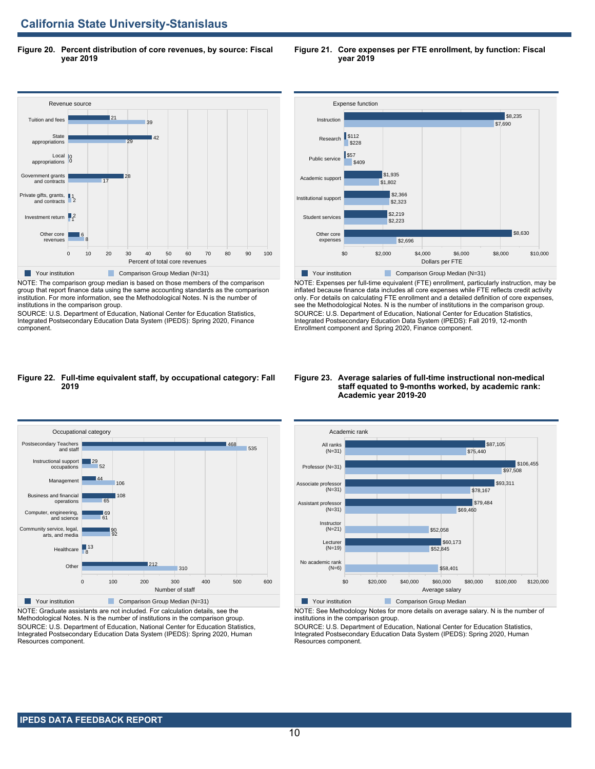## California State University-Stanislaus

**Figure 20. Percent distribution of core revenues, by source: Fiscal year 2019**

| Revenue source | Your institution | Comparison Group Median (N=31) |
|---|---|---|
| Tuition and fees | 21 | 39 |
| State appropriations | 42 | 29 |
| Local appropriations | 0 | 0 |
| Government grants and contracts | 28 | 17 |
| Private gifts, grants, and contracts | 1 | 2 |
| Investment return | 2 | 1 |
| Other core revenues | 6 | 8 |

Percent of total core revenues

NOTE: The comparison group median is based on those members of the comparison group that report finance data using the same accounting standards as the comparison institution. For more information, see the Methodological Notes. N is the number of institutions in the comparison group.
SOURCE: U.S. Department of Education, National Center for Education Statistics, Integrated Postsecondary Education Data System (IPEDS): Spring 2020, Finance component.

**Figure 21. Core expenses per FTE enrollment, by function: Fiscal year 2019**

| Expense function | Your institution | Comparison Group Median (N=31) |
|---|---|---|
| Instruction | $8,235 | $7,690 |
| Research | $112 | $228 |
| Public service | $57 | $409 |
| Academic support | $1,935 | $1,802 |
| Institutional support | $2,366 | $2,323 |
| Student services | $2,219 | $2,223 |
| Other core expenses | $8,630 | $2,696 |

Dollars per FTE

NOTE: Expenses per full-time equivalent (FTE) enrollment, particularly instruction, may be inflated because finance data includes all core expenses while FTE reflects credit activity only. For details on calculating FTE enrollment and a detailed definition of core expenses, see the Methodological Notes. N is the number of institutions in the comparison group.
SOURCE: U.S. Department of Education, National Center for Education Statistics, Integrated Postsecondary Education Data System (IPEDS): Fall 2019, 12-month Enrollment component and Spring 2020, Finance component.

**Figure 22. Full-time equivalent staff, by occupational category: Fall 2019**

| Occupational category | Your institution | Comparison Group Median (N=31) |
|---|---|---|
| Postsecondary Teachers and staff | 468 | 535 |
| Instructional support occupations | 29 | 52 |
| Management | 44 | 106 |
| Business and financial operations | 108 | 65 |
| Computer, engineering, and science | 69 | 61 |
| Community service, legal, arts, and media | 90 | 92 |
| Healthcare | 13 | 8 |
| Other | 212 | 310 |

Number of staff

NOTE: Graduate assistants are not included. For calculation details, see the Methodological Notes. N is the number of institutions in the comparison group.
SOURCE: U.S. Department of Education, National Center for Education Statistics, Integrated Postsecondary Education Data System (IPEDS): Spring 2020, Human Resources component.

**Figure 23. Average salaries of full-time instructional non-medical staff equated to 9-months worked, by academic rank: Academic year 2019-20**

| Academic rank | Your institution | Comparison Group Median |
|---|---|---|
| All ranks (N=31) | $87,105 | $75,440 |
| Professor (N=31) | $106,455 | $97,508 |
| Associate professor (N=31) | $93,311 | $78,167 |
| Assistant professor (N=31) | $79,484 | $69,460 |
| Instructor (N=21) | | $52,058 |
| Lecturer (N=19) | $60,173 | $52,845 |
| No academic rank (N=6) | | $58,401 |

Average salary

NOTE: See Methodology Notes for more details on average salary. N is the number of institutions in the comparison group.
SOURCE: U.S. Department of Education, National Center for Education Statistics, Integrated Postsecondary Education Data System (IPEDS): Spring 2020, Human Resources component.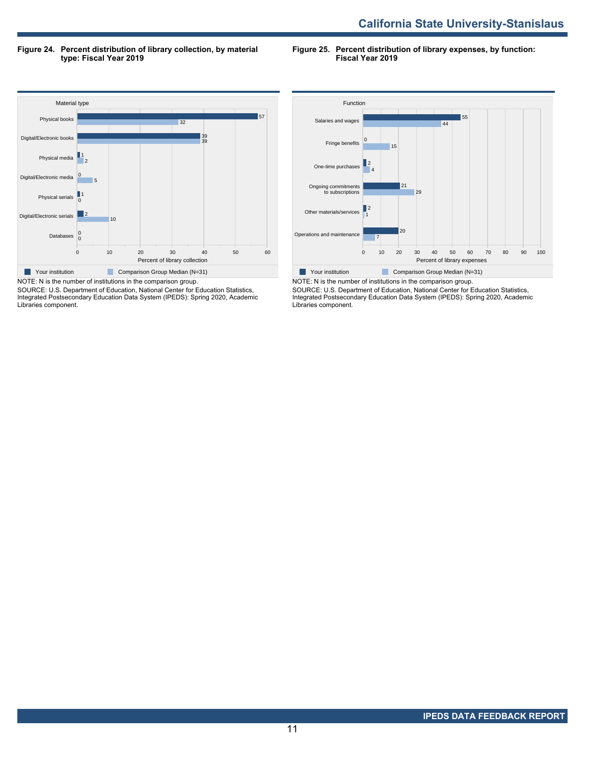**Figure 24. Percent distribution of library collection, by material type: Fiscal Year 2019**

| Material type | Your institution | Comparison Group Median (N=31) |
|---|---|---|
| Physical books | 57 | 32 |
| Digital/Electronic books | 39 | 39 |
| Physical media | 1 | 2 |
| Digital/Electronic media | 0 | 5 |
| Physical serials | 1 | 0 |
| Digital/Electronic serials | 2 | 10 |
| Databases | 0 | 0 |

Percent of library collection

NOTE: N is the number of institutions in the comparison group.
SOURCE: U.S. Department of Education, National Center for Education Statistics, Integrated Postsecondary Education Data System (IPEDS): Spring 2020, Academic Libraries component.

**Figure 25. Percent distribution of library expenses, by function: Fiscal Year 2019**

| Function | Your institution | Comparison Group Median (N=31) |
|---|---|---|
| Salaries and wages | 55 | 44 |
| Fringe benefits | 0 | 15 |
| One-time purchases | 2 | 4 |
| Ongoing commitments to subscriptions | 21 | 29 |
| Other materials/services | 2 | 1 |
| Operations and maintenance | 20 | 7 |

Percent of library expenses

NOTE: N is the number of institutions in the comparison group.
SOURCE: U.S. Department of Education, National Center for Education Statistics, Integrated Postsecondary Education Data System (IPEDS): Spring 2020, Academic Libraries component.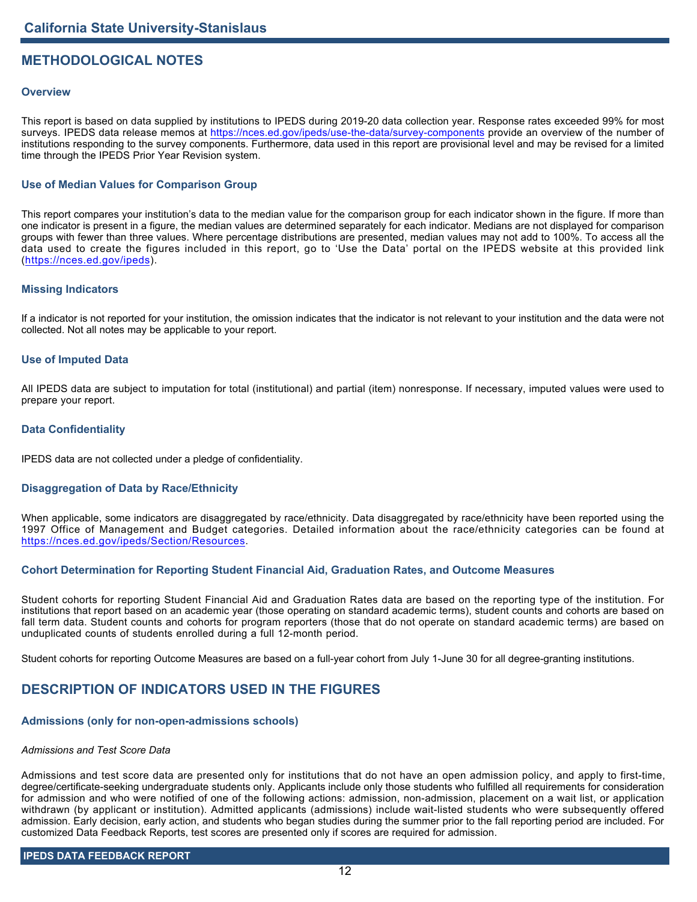## METHODOLOGICAL NOTES

### Overview

This report is based on data supplied by institutions to IPEDS during 2019-20 data collection year. Response rates exceeded 99% for most surveys. IPEDS data release memos at https://nces.ed.gov/ipeds/use-the-data/survey-components provide an overview of the number of institutions responding to the survey components. Furthermore, data used in this report are provisional level and may be revised for a limited time through the IPEDS Prior Year Revision system.

### Use of Median Values for Comparison Group

This report compares your institution's data to the median value for the comparison group for each indicator shown in the figure. If more than one indicator is present in a figure, the median values are determined separately for each indicator. Medians are not displayed for comparison groups with fewer than three values. Where percentage distributions are presented, median values may not add to 100%. To access all the data used to create the figures included in this report, go to 'Use the Data' portal on the IPEDS website at this provided link (https://nces.ed.gov/ipeds).

### Missing Indicators

If a indicator is not reported for your institution, the omission indicates that the indicator is not relevant to your institution and the data were not collected. Not all notes may be applicable to your report.

### Use of Imputed Data

All IPEDS data are subject to imputation for total (institutional) and partial (item) nonresponse. If necessary, imputed values were used to prepare your report.

### Data Confidentiality

IPEDS data are not collected under a pledge of confidentiality.

### Disaggregation of Data by Race/Ethnicity

When applicable, some indicators are disaggregated by race/ethnicity. Data disaggregated by race/ethnicity have been reported using the 1997 Office of Management and Budget categories. Detailed information about the race/ethnicity categories can be found at https://nces.ed.gov/ipeds/Section/Resources.

### Cohort Determination for Reporting Student Financial Aid, Graduation Rates, and Outcome Measures

Student cohorts for reporting Student Financial Aid and Graduation Rates data are based on the reporting type of the institution. For institutions that report based on an academic year (those operating on standard academic terms), student counts and cohorts are based on fall term data. Student counts and cohorts for program reporters (those that do not operate on standard academic terms) are based on unduplicated counts of students enrolled during a full 12-month period.

Student cohorts for reporting Outcome Measures are based on a full-year cohort from July 1-June 30 for all degree-granting institutions.

## DESCRIPTION OF INDICATORS USED IN THE FIGURES

### Admissions (only for non-open-admissions schools)

*Admissions and Test Score Data*

Admissions and test score data are presented only for institutions that do not have an open admission policy, and apply to first-time, degree/certificate-seeking undergraduate students only. Applicants include only those students who fulfilled all requirements for consideration for admission and who were notified of one of the following actions: admission, non-admission, placement on a wait list, or application withdrawn (by applicant or institution). Admitted applicants (admissions) include wait-listed students who were subsequently offered admission. Early decision, early action, and students who began studies during the summer prior to the fall reporting period are included. For customized Data Feedback Reports, test scores are presented only if scores are required for admission.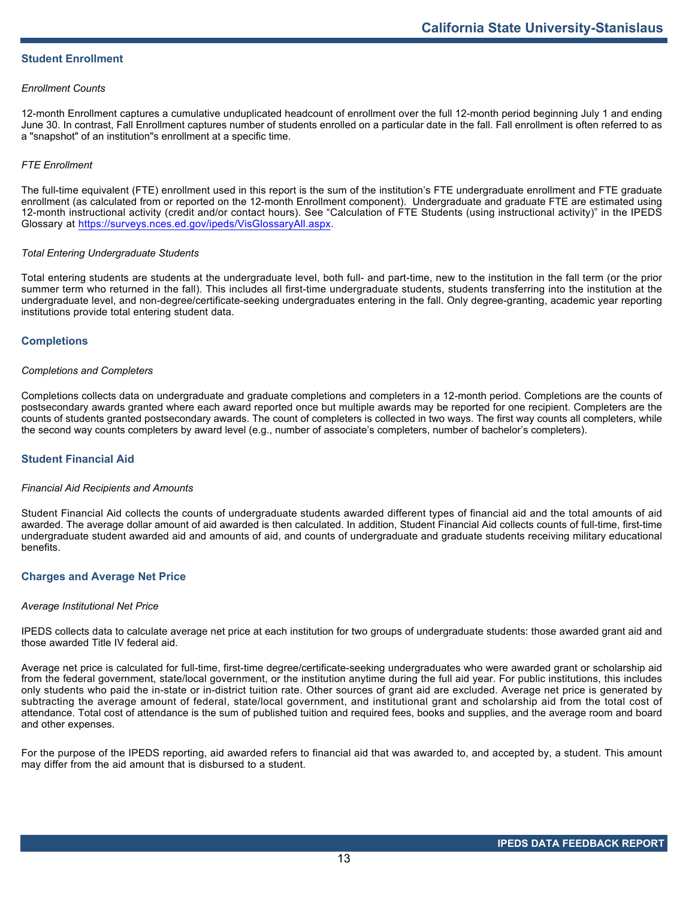## Student Enrollment

*Enrollment Counts*

12-month Enrollment captures a cumulative unduplicated headcount of enrollment over the full 12-month period beginning July 1 and ending June 30. In contrast, Fall Enrollment captures number of students enrolled on a particular date in the fall. Fall enrollment is often referred to as a "snapshot" of an institution"s enrollment at a specific time.

*FTE Enrollment*

The full-time equivalent (FTE) enrollment used in this report is the sum of the institution's FTE undergraduate enrollment and FTE graduate enrollment (as calculated from or reported on the 12-month Enrollment component). Undergraduate and graduate FTE are estimated using 12-month instructional activity (credit and/or contact hours). See "Calculation of FTE Students (using instructional activity)" in the IPEDS Glossary at https://surveys.nces.ed.gov/ipeds/VisGlossaryAll.aspx.

*Total Entering Undergraduate Students*

Total entering students are students at the undergraduate level, both full- and part-time, new to the institution in the fall term (or the prior summer term who returned in the fall). This includes all first-time undergraduate students, students transferring into the institution at the undergraduate level, and non-degree/certificate-seeking undergraduates entering in the fall. Only degree-granting, academic year reporting institutions provide total entering student data.

## Completions

*Completions and Completers*

Completions collects data on undergraduate and graduate completions and completers in a 12-month period. Completions are the counts of postsecondary awards granted where each award reported once but multiple awards may be reported for one recipient. Completers are the counts of students granted postsecondary awards. The count of completers is collected in two ways. The first way counts all completers, while the second way counts completers by award level (e.g., number of associate's completers, number of bachelor's completers).

## Student Financial Aid

*Financial Aid Recipients and Amounts*

Student Financial Aid collects the counts of undergraduate students awarded different types of financial aid and the total amounts of aid awarded. The average dollar amount of aid awarded is then calculated. In addition, Student Financial Aid collects counts of full-time, first-time undergraduate student awarded aid and amounts of aid, and counts of undergraduate and graduate students receiving military educational benefits.

## Charges and Average Net Price

*Average Institutional Net Price*

IPEDS collects data to calculate average net price at each institution for two groups of undergraduate students: those awarded grant aid and those awarded Title IV federal aid.

Average net price is calculated for full-time, first-time degree/certificate-seeking undergraduates who were awarded grant or scholarship aid from the federal government, state/local government, or the institution anytime during the full aid year. For public institutions, this includes only students who paid the in-state or in-district tuition rate. Other sources of grant aid are excluded. Average net price is generated by subtracting the average amount of federal, state/local government, and institutional grant and scholarship aid from the total cost of attendance. Total cost of attendance is the sum of published tuition and required fees, books and supplies, and the average room and board and other expenses.

For the purpose of the IPEDS reporting, aid awarded refers to financial aid that was awarded to, and accepted by, a student. This amount may differ from the aid amount that is disbursed to a student.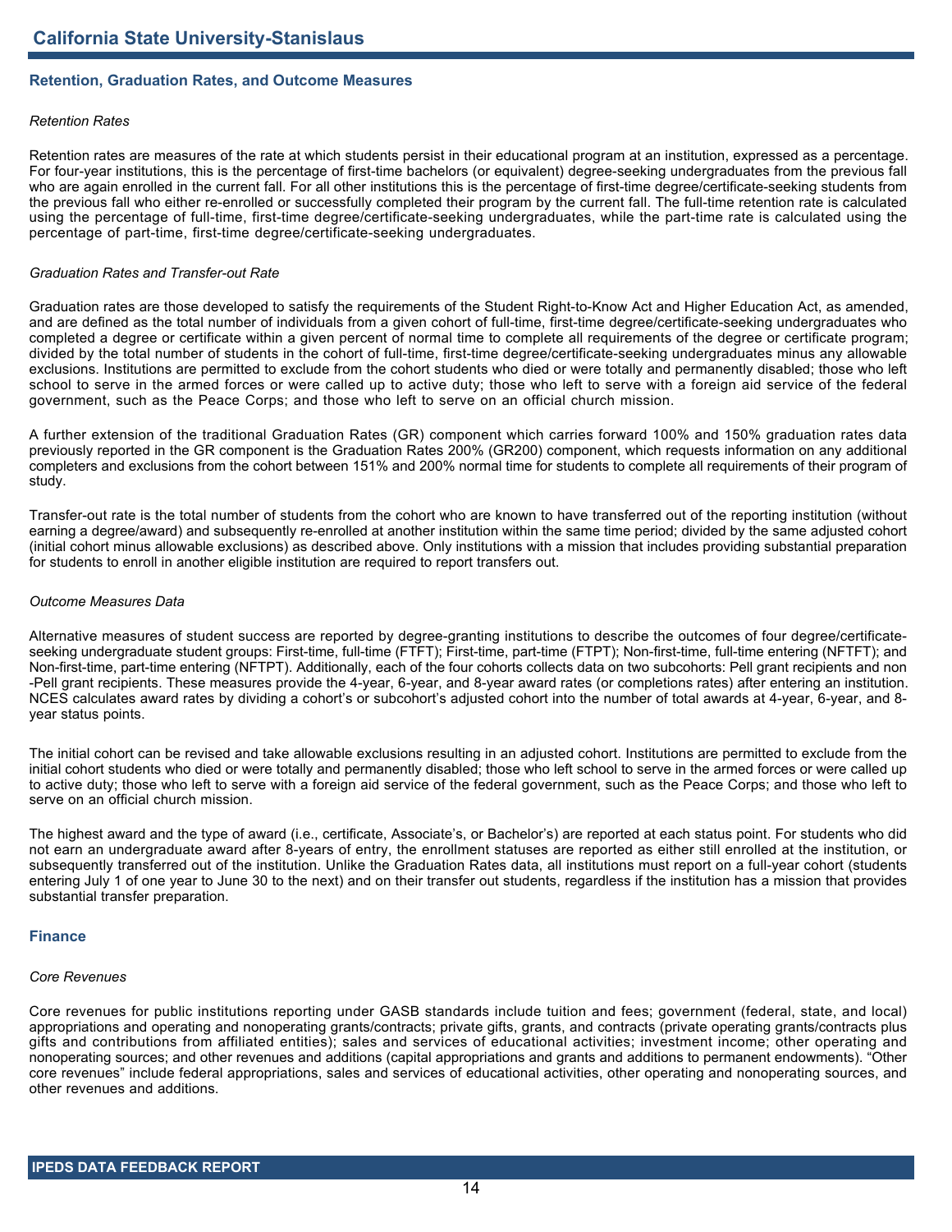## Retention, Graduation Rates, and Outcome Measures

*Retention Rates*

Retention rates are measures of the rate at which students persist in their educational program at an institution, expressed as a percentage. For four-year institutions, this is the percentage of first-time bachelors (or equivalent) degree-seeking undergraduates from the previous fall who are again enrolled in the current fall. For all other institutions this is the percentage of first-time degree/certificate-seeking students from the previous fall who either re-enrolled or successfully completed their program by the current fall. The full-time retention rate is calculated using the percentage of full-time, first-time degree/certificate-seeking undergraduates, while the part-time rate is calculated using the percentage of part-time, first-time degree/certificate-seeking undergraduates.

*Graduation Rates and Transfer-out Rate*

Graduation rates are those developed to satisfy the requirements of the Student Right-to-Know Act and Higher Education Act, as amended, and are defined as the total number of individuals from a given cohort of full-time, first-time degree/certificate-seeking undergraduates who completed a degree or certificate within a given percent of normal time to complete all requirements of the degree or certificate program; divided by the total number of students in the cohort of full-time, first-time degree/certificate-seeking undergraduates minus any allowable exclusions. Institutions are permitted to exclude from the cohort students who died or were totally and permanently disabled; those who left school to serve in the armed forces or were called up to active duty; those who left to serve with a foreign aid service of the federal government, such as the Peace Corps; and those who left to serve on an official church mission.

A further extension of the traditional Graduation Rates (GR) component which carries forward 100% and 150% graduation rates data previously reported in the GR component is the Graduation Rates 200% (GR200) component, which requests information on any additional completers and exclusions from the cohort between 151% and 200% normal time for students to complete all requirements of their program of study.

Transfer-out rate is the total number of students from the cohort who are known to have transferred out of the reporting institution (without earning a degree/award) and subsequently re-enrolled at another institution within the same time period; divided by the same adjusted cohort (initial cohort minus allowable exclusions) as described above. Only institutions with a mission that includes providing substantial preparation for students to enroll in another eligible institution are required to report transfers out.

*Outcome Measures Data*

Alternative measures of student success are reported by degree-granting institutions to describe the outcomes of four degree/certificate-seeking undergraduate student groups: First-time, full-time (FTFT); First-time, part-time (FTPT); Non-first-time, full-time entering (NFTFT); and Non-first-time, part-time entering (NFTPT). Additionally, each of the four cohorts collects data on two subcohorts: Pell grant recipients and non-Pell grant recipients. These measures provide the 4-year, 6-year, and 8-year award rates (or completions rates) after entering an institution. NCES calculates award rates by dividing a cohort's or subcohort's adjusted cohort into the number of total awards at 4-year, 6-year, and 8-year status points.

The initial cohort can be revised and take allowable exclusions resulting in an adjusted cohort. Institutions are permitted to exclude from the initial cohort students who died or were totally and permanently disabled; those who left school to serve in the armed forces or were called up to active duty; those who left to serve with a foreign aid service of the federal government, such as the Peace Corps; and those who left to serve on an official church mission.

The highest award and the type of award (i.e., certificate, Associate's, or Bachelor's) are reported at each status point. For students who did not earn an undergraduate award after 8-years of entry, the enrollment statuses are reported as either still enrolled at the institution, or subsequently transferred out of the institution. Unlike the Graduation Rates data, all institutions must report on a full-year cohort (students entering July 1 of one year to June 30 to the next) and on their transfer out students, regardless if the institution has a mission that provides substantial transfer preparation.

## Finance

*Core Revenues*

Core revenues for public institutions reporting under GASB standards include tuition and fees; government (federal, state, and local) appropriations and operating and nonoperating grants/contracts; private gifts, grants, and contracts (private operating grants/contracts plus gifts and contributions from affiliated entities); sales and services of educational activities; investment income; other operating and nonoperating sources; and other revenues and additions (capital appropriations and grants and additions to permanent endowments). "Other core revenues" include federal appropriations, sales and services of educational activities, other operating and nonoperating sources, and other revenues and additions.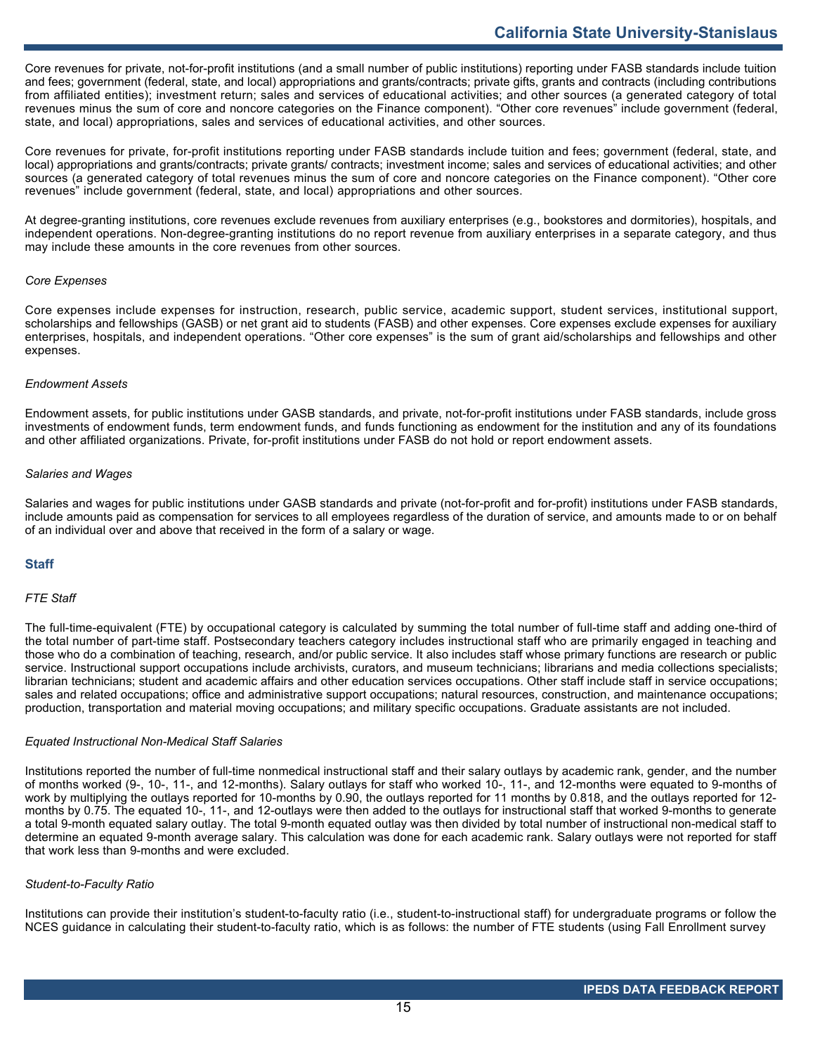Core revenues for private, not-for-profit institutions (and a small number of public institutions) reporting under FASB standards include tuition and fees; government (federal, state, and local) appropriations and grants/contracts; private gifts, grants and contracts (including contributions from affiliated entities); investment return; sales and services of educational activities; and other sources (a generated category of total revenues minus the sum of core and noncore categories on the Finance component). “Other core revenues” include government (federal, state, and local) appropriations, sales and services of educational activities, and other sources.

Core revenues for private, for-profit institutions reporting under FASB standards include tuition and fees; government (federal, state, and local) appropriations and grants/contracts; private grants/ contracts; investment income; sales and services of educational activities; and other sources (a generated category of total revenues minus the sum of core and noncore categories on the Finance component). “Other core revenues” include government (federal, state, and local) appropriations and other sources.

At degree-granting institutions, core revenues exclude revenues from auxiliary enterprises (e.g., bookstores and dormitories), hospitals, and independent operations. Non-degree-granting institutions do no report revenue from auxiliary enterprises in a separate category, and thus may include these amounts in the core revenues from other sources.

*Core Expenses*

Core expenses include expenses for instruction, research, public service, academic support, student services, institutional support, scholarships and fellowships (GASB) or net grant aid to students (FASB) and other expenses. Core expenses exclude expenses for auxiliary enterprises, hospitals, and independent operations. “Other core expenses” is the sum of grant aid/scholarships and fellowships and other expenses.

*Endowment Assets*

Endowment assets, for public institutions under GASB standards, and private, not-for-profit institutions under FASB standards, include gross investments of endowment funds, term endowment funds, and funds functioning as endowment for the institution and any of its foundations and other affiliated organizations. Private, for-profit institutions under FASB do not hold or report endowment assets.

*Salaries and Wages*

Salaries and wages for public institutions under GASB standards and private (not-for-profit and for-profit) institutions under FASB standards, include amounts paid as compensation for services to all employees regardless of the duration of service, and amounts made to or on behalf of an individual over and above that received in the form of a salary or wage.

## Staff

*FTE Staff*

The full-time-equivalent (FTE) by occupational category is calculated by summing the total number of full-time staff and adding one-third of the total number of part-time staff. Postsecondary teachers category includes instructional staff who are primarily engaged in teaching and those who do a combination of teaching, research, and/or public service. It also includes staff whose primary functions are research or public service. Instructional support occupations include archivists, curators, and museum technicians; librarians and media collections specialists; librarian technicians; student and academic affairs and other education services occupations. Other staff include staff in service occupations; sales and related occupations; office and administrative support occupations; natural resources, construction, and maintenance occupations; production, transportation and material moving occupations; and military specific occupations. Graduate assistants are not included.

*Equated Instructional Non-Medical Staff Salaries*

Institutions reported the number of full-time nonmedical instructional staff and their salary outlays by academic rank, gender, and the number of months worked (9-, 10-, 11-, and 12-months). Salary outlays for staff who worked 10-, 11-, and 12-months were equated to 9-months of work by multiplying the outlays reported for 10-months by 0.90, the outlays reported for 11 months by 0.818, and the outlays reported for 12-months by 0.75. The equated 10-, 11-, and 12-outlays were then added to the outlays for instructional staff that worked 9-months to generate a total 9-month equated salary outlay. The total 9-month equated outlay was then divided by total number of instructional non-medical staff to determine an equated 9-month average salary. This calculation was done for each academic rank. Salary outlays were not reported for staff that work less than 9-months and were excluded.

*Student-to-Faculty Ratio*

Institutions can provide their institution’s student-to-faculty ratio (i.e., student-to-instructional staff) for undergraduate programs or follow the NCES guidance in calculating their student-to-faculty ratio, which is as follows: the number of FTE students (using Fall Enrollment survey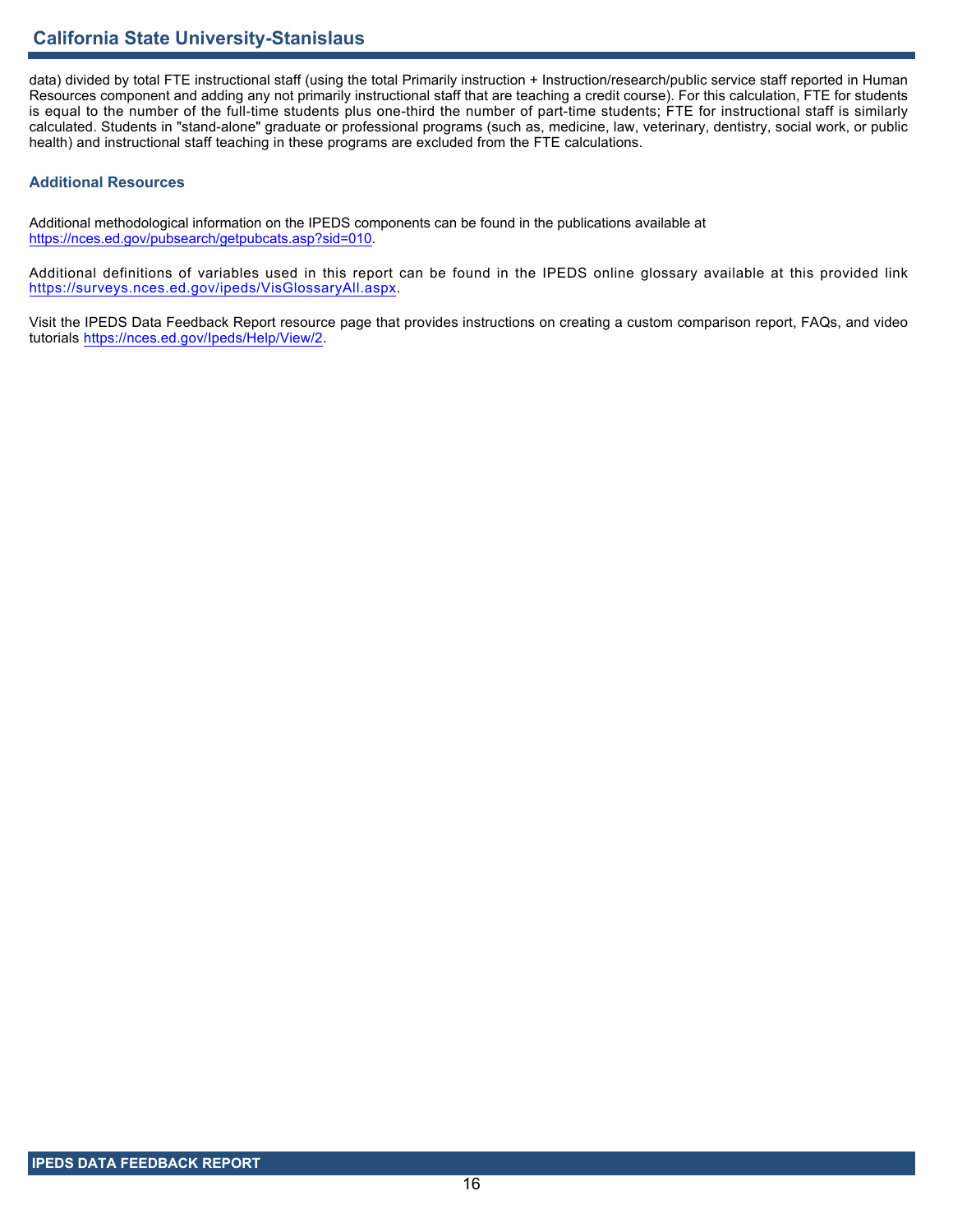data) divided by total FTE instructional staff (using the total Primarily instruction + Instruction/research/public service staff reported in Human Resources component and adding any not primarily instructional staff that are teaching a credit course). For this calculation, FTE for students is equal to the number of the full-time students plus one-third the number of part-time students; FTE for instructional staff is similarly calculated. Students in "stand-alone" graduate or professional programs (such as, medicine, law, veterinary, dentistry, social work, or public health) and instructional staff teaching in these programs are excluded from the FTE calculations.

### Additional Resources

Additional methodological information on the IPEDS components can be found in the publications available at https://nces.ed.gov/pubsearch/getpubcats.asp?sid=010.

Additional definitions of variables used in this report can be found in the IPEDS online glossary available at this provided link https://surveys.nces.ed.gov/ipeds/VisGlossaryAll.aspx.

Visit the IPEDS Data Feedback Report resource page that provides instructions on creating a custom comparison report, FAQs, and video tutorials https://nces.ed.gov/Ipeds/Help/View/2.